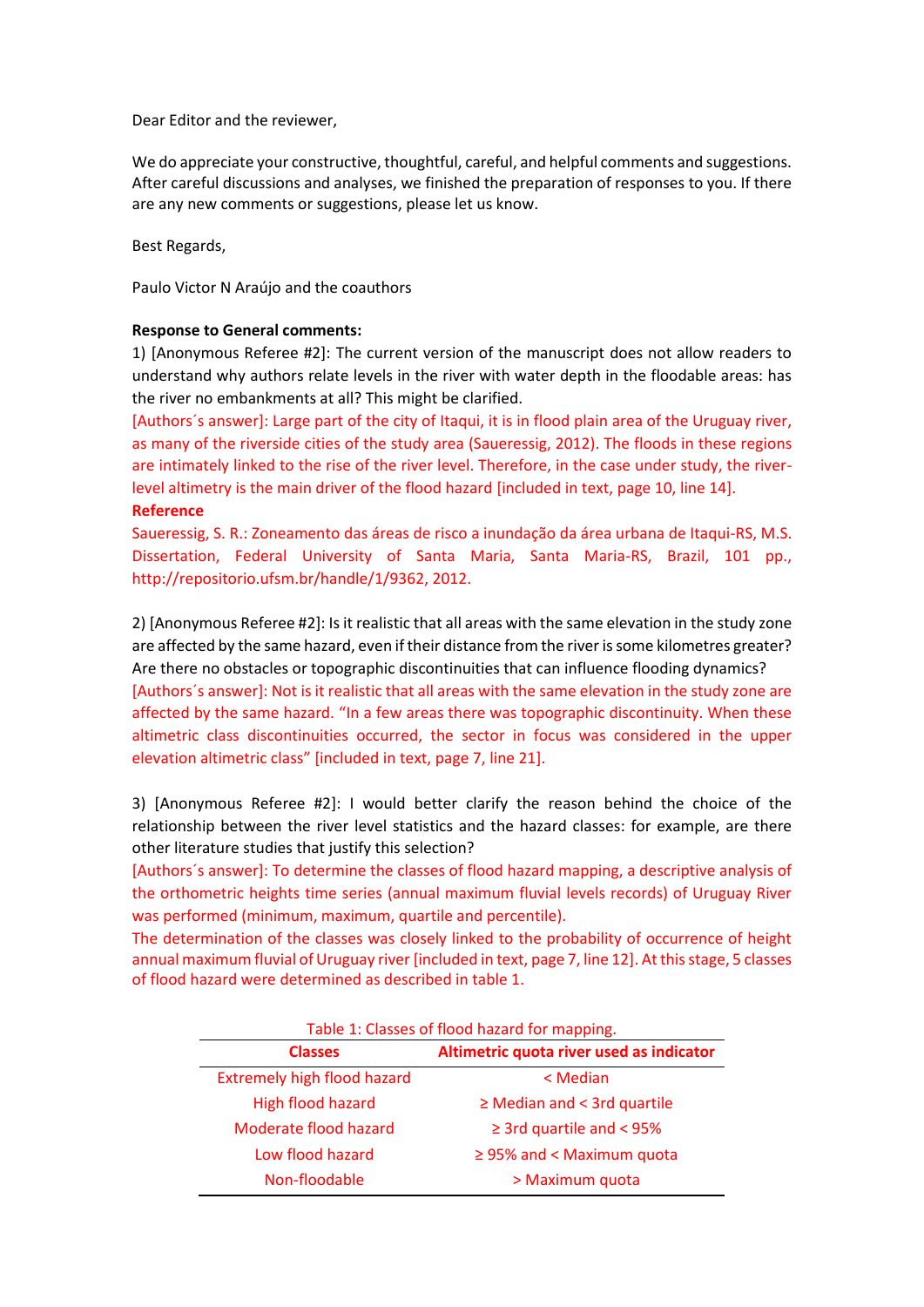Dear Editor and the reviewer,

We do appreciate your constructive, thoughtful, careful, and helpful comments and suggestions. After careful discussions and analyses, we finished the preparation of responses to you. If there are any new comments or suggestions, please let us know.

Best Regards,

Paulo Victor N Araújo and the coauthors

**Response to General comments:**

1) [Anonymous Referee #2]: The current version of the manuscript does not allow readers to understand why authors relate levels in the river with water depth in the floodable areas: has the river no embankments at all? This might be clarified.

[Authors´s answer]: Large part of the city of Itaqui, it is in flood plain area of the Uruguay river, as many of the riverside cities of the study area (Saueressig, 2012). The floods in these regions are intimately linked to the rise of the river level. Therefore, in the case under study, the river-level altimetry is the main driver of the flood hazard [included in text, page 10, line 14].

**Reference**

Saueressig, S. R.: Zoneamento das áreas de risco a inundação da área urbana de Itaqui-RS, M.S. Dissertation, Federal University of Santa Maria, Santa Maria-RS, Brazil, 101 pp., http://repositorio.ufsm.br/handle/1/9362, 2012.

2) [Anonymous Referee #2]: Is it realistic that all areas with the same elevation in the study zone are affected by the same hazard, even if their distance from the river is some kilometres greater? Are there no obstacles or topographic discontinuities that can influence flooding dynamics?

[Authors´s answer]: Not is it realistic that all areas with the same elevation in the study zone are affected by the same hazard. In a few areas there was topographic discontinuity. "When these altimetric class discontinuities occurred, the sector in focus was considered in the upper elevation altimetric class" [included in text, page 7, line 21].

3) [Anonymous Referee #2]: I would better clarify the reason behind the choice of the relationship between the river level statistics and the hazard classes: for example, are there other literature studies that justify this selection?

[Authors´s answer]: To determine the classes of flood hazard mapping, a descriptive analysis of the orthometric heights time series (annual maximum fluvial levels records) of Uruguay River was performed (minimum, maximum, quartile and percentile).

The determination of the classes was closely linked to the probability of occurrence of height annual maximum fluvial of Uruguay river [included in text, page 7, line 12]. At this stage, 5 classes of flood hazard were determined as described in table 1.

Table 1: Classes of flood hazard for mapping.

| Classes | Altimetric quota river used as indicator |
|---|---|
| Extremely high flood hazard | < Median |
| High flood hazard | ≥ Median and < 3rd quartile |
| Moderate flood hazard | ≥ 3rd quartile and < 95% |
| Low flood hazard | ≥ 95% and < Maximum quota |
| Non-floodable | > Maximum quota |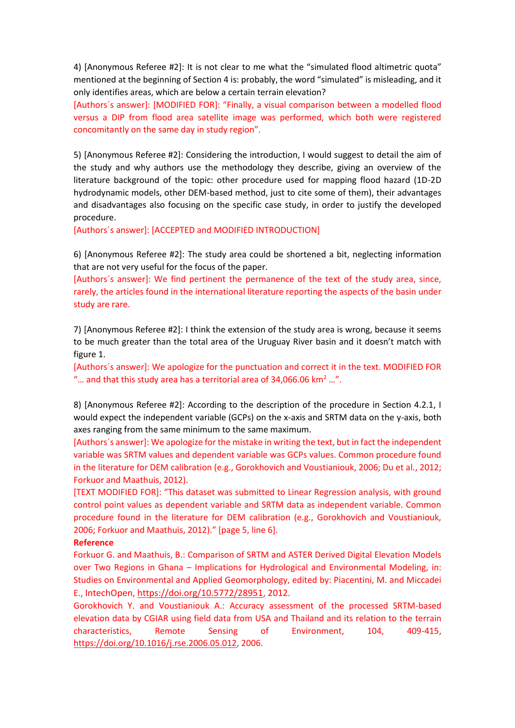4) [Anonymous Referee #2]: It is not clear to me what the "simulated flood altimetric quota" mentioned at the beginning of Section 4 is: probably, the word "simulated" is misleading, and it only identifies areas, which are below a certain terrain elevation?

[Authors´s answer]: [MODIFIED FOR]: "Finally, a visual comparison between a modelled flood versus a DIP from flood area satellite image was performed, which both were registered concomitantly on the same day in study region".

5) [Anonymous Referee #2]: Considering the introduction, I would suggest to detail the aim of the study and why authors use the methodology they describe, giving an overview of the literature background of the topic: other procedure used for mapping flood hazard (1D-2D hydrodynamic models, other DEM-based method, just to cite some of them), their advantages and disadvantages also focusing on the specific case study, in order to justify the developed procedure.

[Authors´s answer]: [ACCEPTED and MODIFIED INTRODUCTION]

6) [Anonymous Referee #2]: The study area could be shortened a bit, neglecting information that are not very useful for the focus of the paper.

[Authors´s answer]: We find pertinent the permanence of the text of the study area, since, rarely, the articles found in the international literature reporting the aspects of the basin under study are rare.

7) [Anonymous Referee #2]: I think the extension of the study area is wrong, because it seems to be much greater than the total area of the Uruguay River basin and it doesn't match with figure 1.

[Authors´s answer]: We apologize for the punctuation and correct it in the text. MODIFIED FOR "… and that this study area has a territorial area of 34,066.06 $km^2$ …".

8) [Anonymous Referee #2]: According to the description of the procedure in Section 4.2.1, I would expect the independent variable (GCPs) on the x-axis and SRTM data on the y-axis, both axes ranging from the same minimum to the same maximum.

[Authors´s answer]: We apologize for the mistake in writing the text, but in fact the independent variable was SRTM values and dependent variable was GCPs values. Common procedure found in the literature for DEM calibration (e.g., Gorokhovich and Voustianiouk, 2006; Du et al., 2012; Forkuor and Maathuis, 2012).

[TEXT MODIFIED FOR]: "This dataset was submitted to Linear Regression analysis, with ground control point values as dependent variable and SRTM data as independent variable. Common procedure found in the literature for DEM calibration (e.g., Gorokhovich and Voustianiouk, 2006; Forkuor and Maathuis, 2012)." [page 5, line 6].

**Reference**

Forkuor G. and Maathuis, B.: Comparison of SRTM and ASTER Derived Digital Elevation Models over Two Regions in Ghana – Implications for Hydrological and Environmental Modeling, in: Studies on Environmental and Applied Geomorphology, edited by: Piacentini, M. and Miccadei E., IntechOpen, https://doi.org/10.5772/28951, 2012.

Gorokhovich Y. and Voustianiouk A.: Accuracy assessment of the processed SRTM-based elevation data by CGIAR using field data from USA and Thailand and its relation to the terrain characteristics, Remote Sensing of Environment, 104, 409-415, https://doi.org/10.1016/j.rse.2006.05.012, 2006.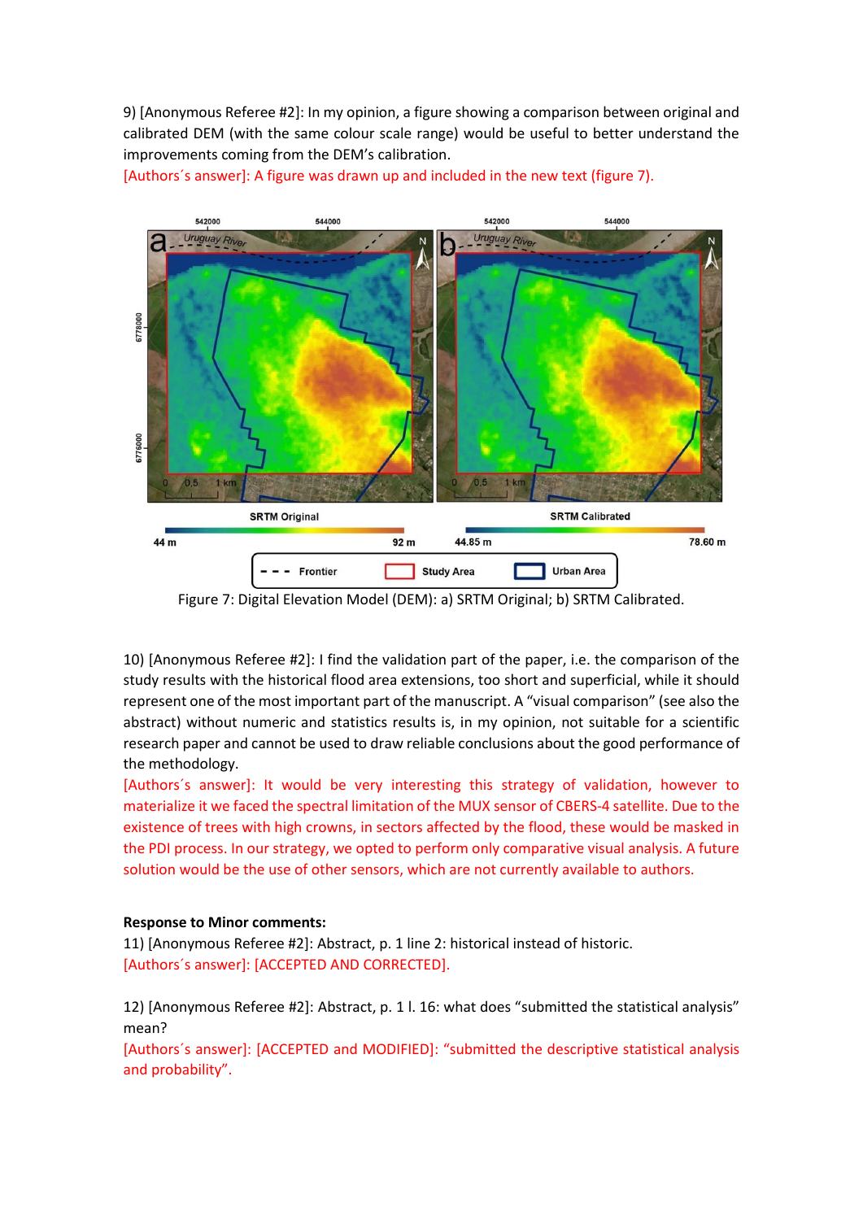9) [Anonymous Referee #2]: In my opinion, a figure showing a comparison between original and calibrated DEM (with the same colour scale range) would be useful to better understand the improvements coming from the DEM's calibration.

[Authors´s answer]: A figure was drawn up and included in the new text (figure 7).

Figure 7: Digital Elevation Model (DEM): a) SRTM Original; b) SRTM Calibrated.

10) [Anonymous Referee #2]: I find the validation part of the paper, i.e. the comparison of the study results with the historical flood area extensions, too short and superficial, while it should represent one of the most important part of the manuscript. A "visual comparison" (see also the abstract) without numeric and statistics results is, in my opinion, not suitable for a scientific research paper and cannot be used to draw reliable conclusions about the good performance of the methodology.

[Authors´s answer]: It would be very interesting this strategy of validation, however to materialize it we faced the spectral limitation of the MUX sensor of CBERS-4 satellite. Due to the existence of trees with high crowns, in sectors affected by the flood, these would be masked in the PDI process. In our strategy, we opted to perform only comparative visual analysis. A future solution would be the use of other sensors, which are not currently available to authors.

**Response to Minor comments:**

11) [Anonymous Referee #2]: Abstract, p. 1 line 2: historical instead of historic.

[Authors´s answer]: [ACCEPTED AND CORRECTED].

12) [Anonymous Referee #2]: Abstract, p. 1 l. 16: what does "submitted the statistical analysis" mean?

[Authors´s answer]: [ACCEPTED and MODIFIED]: "submitted the descriptive statistical analysis and probability".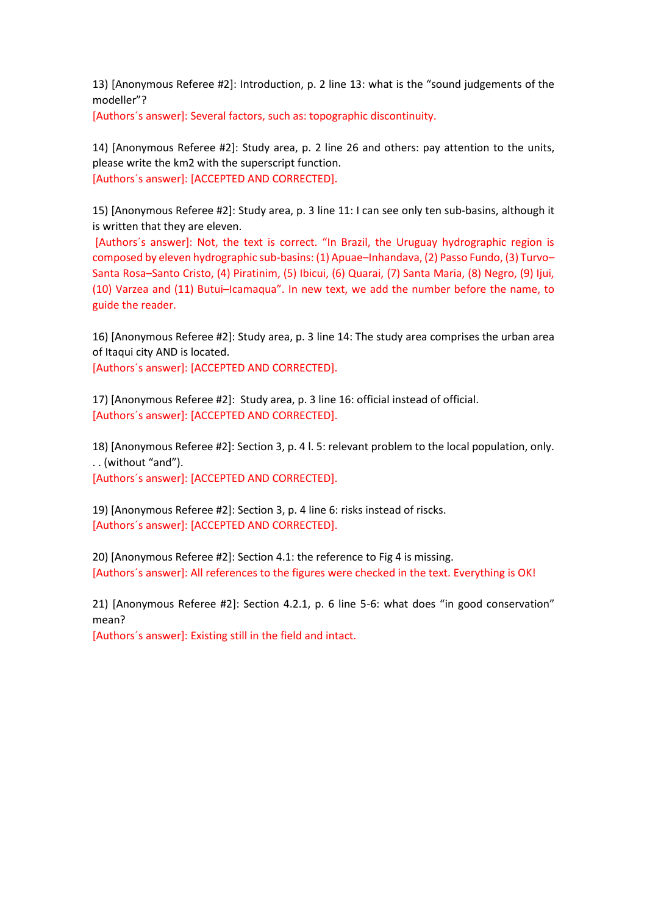13) [Anonymous Referee #2]: Introduction, p. 2 line 13: what is the "sound judgements of the modeller"?

[Authors´s answer]: Several factors, such as: topographic discontinuity.

14) [Anonymous Referee #2]: Study area, p. 2 line 26 and others: pay attention to the units, please write the km2 with the superscript function.

[Authors´s answer]: [ACCEPTED AND CORRECTED].

15) [Anonymous Referee #2]: Study area, p. 3 line 11: I can see only ten sub-basins, although it is written that they are eleven.

[Authors´s answer]: Not, the text is correct. "In Brazil, the Uruguay hydrographic region is composed by eleven hydrographic sub-basins: (1) Apuae–Inhandava, (2) Passo Fundo, (3) Turvo–Santa Rosa–Santo Cristo, (4) Piratinim, (5) Ibicui, (6) Quarai, (7) Santa Maria, (8) Negro, (9) Ijui, (10) Varzea and (11) Butui–Icamaqua". In new text, we add the number before the name, to guide the reader.

16) [Anonymous Referee #2]: Study area, p. 3 line 14: The study area comprises the urban area of Itaqui city AND is located.

[Authors´s answer]: [ACCEPTED AND CORRECTED].

17) [Anonymous Referee #2]: Study area, p. 3 line 16: official instead of official.

[Authors´s answer]: [ACCEPTED AND CORRECTED].

18) [Anonymous Referee #2]: Section 3, p. 4 l. 5: relevant problem to the local population, only. . . (without "and").

[Authors´s answer]: [ACCEPTED AND CORRECTED].

19) [Anonymous Referee #2]: Section 3, p. 4 line 6: risks instead of riscks.

[Authors´s answer]: [ACCEPTED AND CORRECTED].

20) [Anonymous Referee #2]: Section 4.1: the reference to Fig 4 is missing.

[Authors´s answer]: All references to the figures were checked in the text. Everything is OK!

21) [Anonymous Referee #2]: Section 4.2.1, p. 6 line 5-6: what does "in good conservation" mean?

[Authors´s answer]: Existing still in the field and intact.